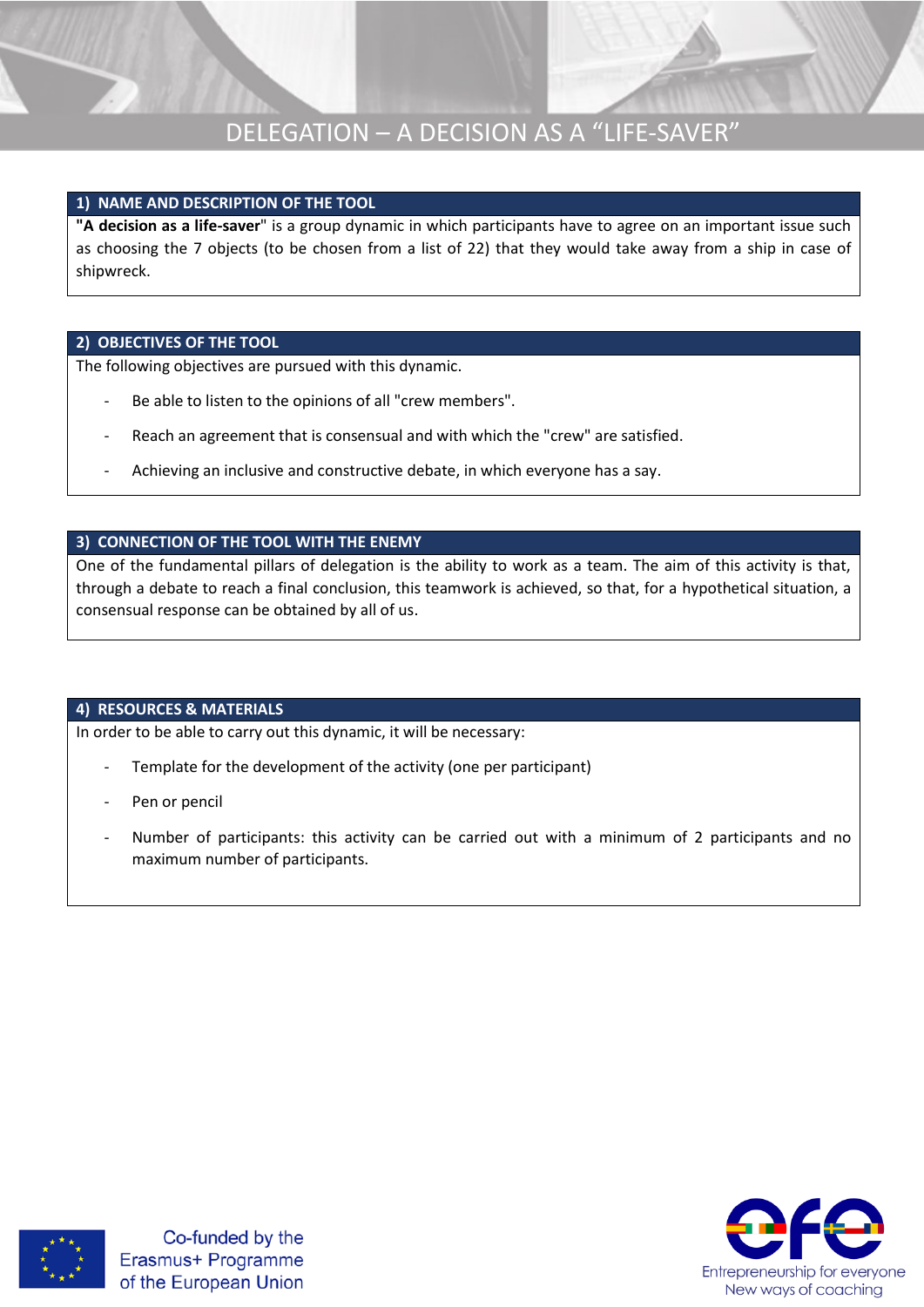# DELEGATION – A DECISION AS A "LIFE-SAVER"

## 1) NAME AND DESCRIPTION OF THE TOOL

**"A decision as a life-saver**" is a group dynamic in which participants have to agree on an important issue such as choosing the 7 objects (to be chosen from a list of 22) that they would take away from a ship in case of shipwreck.

## 2) OBJECTIVES OF THE TOOL

The following objectives are pursued with this dynamic.

- Be able to listen to the opinions of all "crew members".
- Reach an agreement that is consensual and with which the "crew" are satisfied.
- Achieving an inclusive and constructive debate, in which everyone has a say.

## 3) CONNECTION OF THE TOOL WITH THE ENEMY

One of the fundamental pillars of delegation is the ability to work as a team. The aim of this activity is that, through a debate to reach a final conclusion, this teamwork is achieved, so that, for a hypothetical situation, a consensual response can be obtained by all of us.

## 4) RESOURCES & MATERIALS

In order to be able to carry out this dynamic, it will be necessary:

- Template for the development of the activity (one per participant)
- Pen or pencil
- Number of participants: this activity can be carried out with a minimum of 2 participants and no maximum number of participants.

Co-funded by the Erasmus+ Programme of the European Union

efe – Entrepreneurship for everyone – New ways of coaching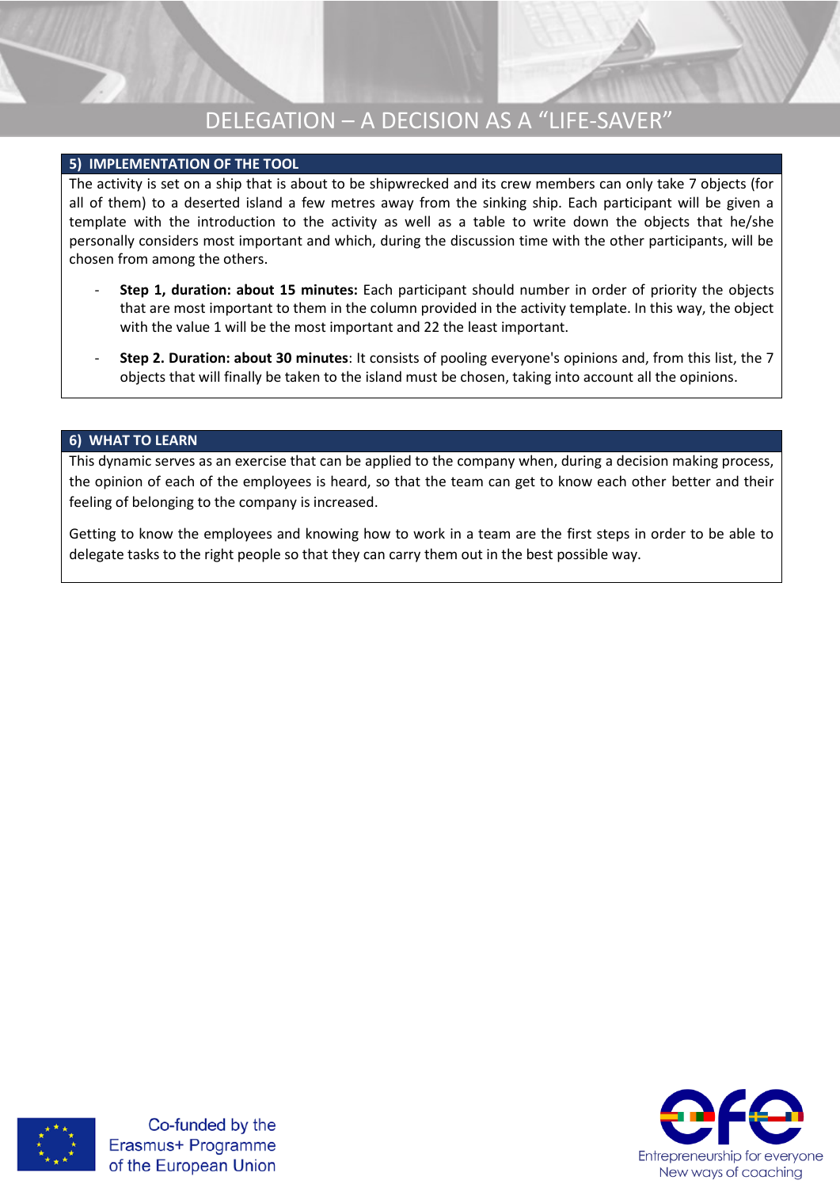## 5) IMPLEMENTATION OF THE TOOL

The activity is set on a ship that is about to be shipwrecked and its crew members can only take 7 objects (for all of them) to a deserted island a few metres away from the sinking ship. Each participant will be given a template with the introduction to the activity as well as a table to write down the objects that he/she personally considers most important and which, during the discussion time with the other participants, will be chosen from among the others.

- **Step 1, duration: about 15 minutes:** Each participant should number in order of priority the objects that are most important to them in the column provided in the activity template. In this way, the object with the value 1 will be the most important and 22 the least important.
- **Step 2. Duration: about 30 minutes**: It consists of pooling everyone's opinions and, from this list, the 7 objects that will finally be taken to the island must be chosen, taking into account all the opinions.

## 6) WHAT TO LEARN

This dynamic serves as an exercise that can be applied to the company when, during a decision making process, the opinion of each of the employees is heard, so that the team can get to know each other better and their feeling of belonging to the company is increased.

Getting to know the employees and knowing how to work in a team are the first steps in order to be able to delegate tasks to the right people so that they can carry them out in the best possible way.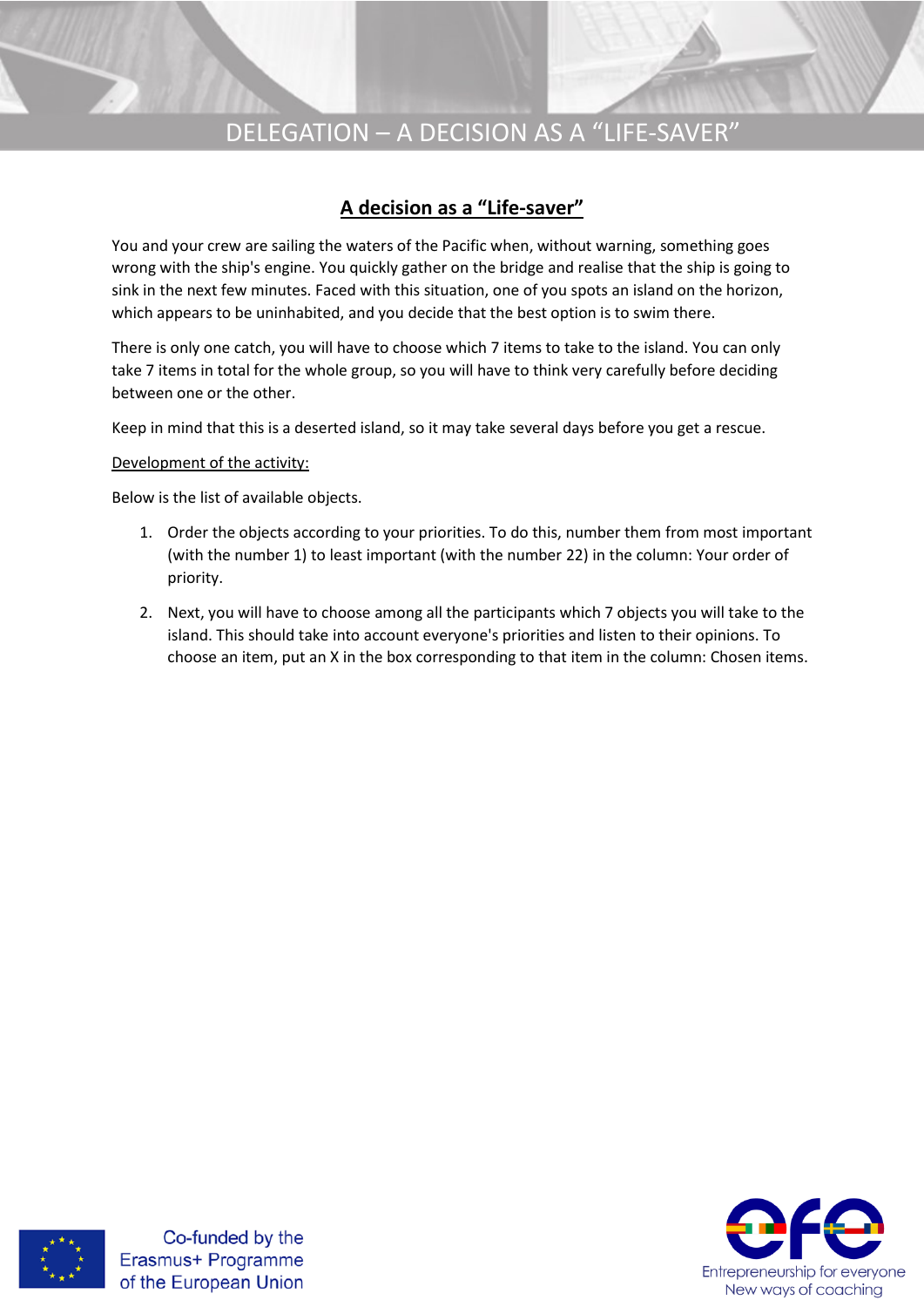## A decision as a "Life-saver"

You and your crew are sailing the waters of the Pacific when, without warning, something goes wrong with the ship's engine. You quickly gather on the bridge and realise that the ship is going to sink in the next few minutes. Faced with this situation, one of you spots an island on the horizon, which appears to be uninhabited, and you decide that the best option is to swim there.

There is only one catch, you will have to choose which 7 items to take to the island. You can only take 7 items in total for the whole group, so you will have to think very carefully before deciding between one or the other.

Keep in mind that this is a deserted island, so it may take several days before you get a rescue.

Development of the activity:

Below is the list of available objects.

1. Order the objects according to your priorities. To do this, number them from most important (with the number 1) to least important (with the number 22) in the column: Your order of priority.
2. Next, you will have to choose among all the participants which 7 objects you will take to the island. This should take into account everyone's priorities and listen to their opinions. To choose an item, put an X in the box corresponding to that item in the column: Chosen items.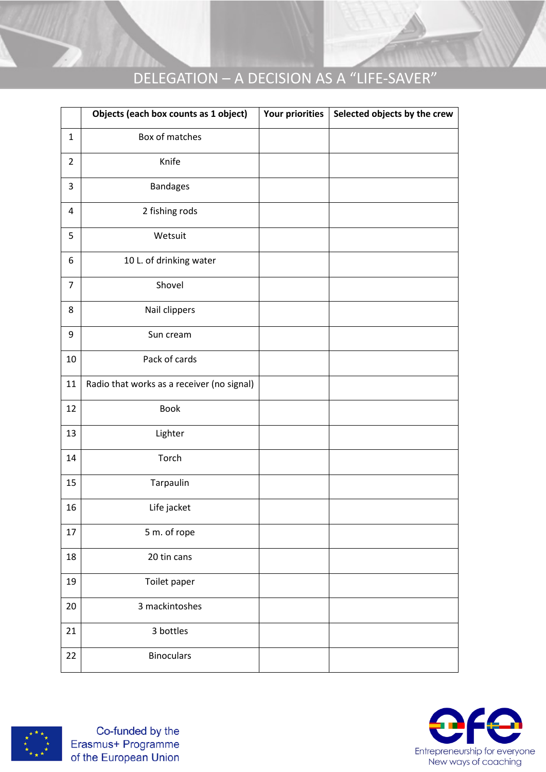# DELEGATION – A DECISION AS A "LIFE-SAVER"

| | Objects (each box counts as 1 object) | Your priorities | Selected objects by the crew |
|---|---|---|---|
| 1 | Box of matches | | |
| 2 | Knife | | |
| 3 | Bandages | | |
| 4 | 2 fishing rods | | |
| 5 | Wetsuit | | |
| 6 | 10 L. of drinking water | | |
| 7 | Shovel | | |
| 8 | Nail clippers | | |
| 9 | Sun cream | | |
| 10 | Pack of cards | | |
| 11 | Radio that works as a receiver (no signal) | | |
| 12 | Book | | |
| 13 | Lighter | | |
| 14 | Torch | | |
| 15 | Tarpaulin | | |
| 16 | Life jacket | | |
| 17 | 5 m. of rope | | |
| 18 | 20 tin cans | | |
| 19 | Toilet paper | | |
| 20 | 3 mackintoshes | | |
| 21 | 3 bottles | | |
| 22 | Binoculars | | |

Co-funded by the Erasmus+ Programme of the European Union

Entrepreneurship for everyone
New ways of coaching